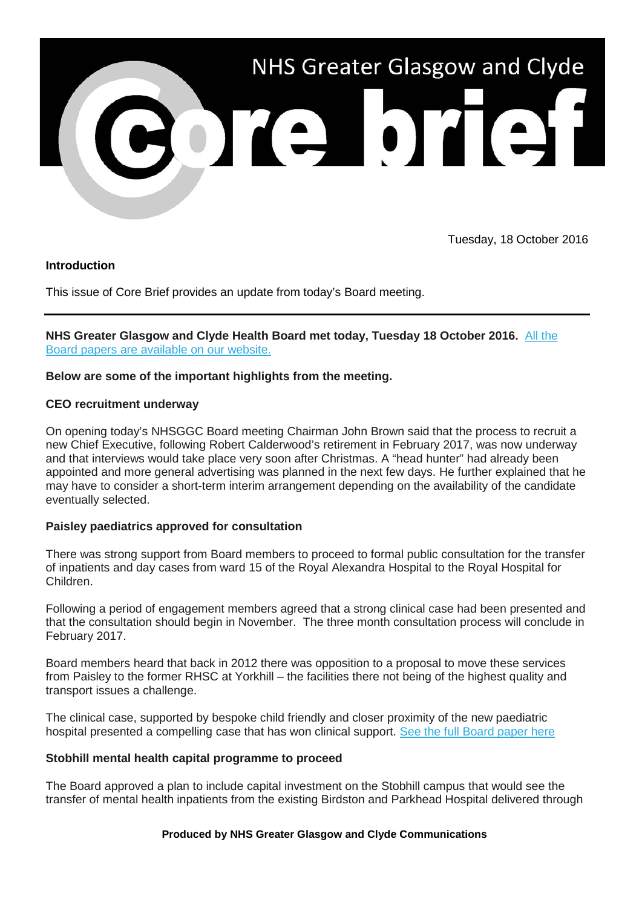# NHS Greater Glasgow and Clyde Core brief

Tuesday, 18 October 2016

**Introduction**

This issue of Core Brief provides an update from today's Board meeting.

---

**NHS Greater Glasgow and Clyde Health Board met today, Tuesday 18 October 2016.** All the Board papers are available on our website.

**Below are some of the important highlights from the meeting.**

**CEO recruitment underway**

On opening today's NHSGGC Board meeting Chairman John Brown said that the process to recruit a new Chief Executive, following Robert Calderwood's retirement in February 2017, was now underway and that interviews would take place very soon after Christmas. A "head hunter" had already been appointed and more general advertising was planned in the next few days. He further explained that he may have to consider a short-term interim arrangement depending on the availability of the candidate eventually selected.

**Paisley paediatrics approved for consultation**

There was strong support from Board members to proceed to formal public consultation for the transfer of inpatients and day cases from ward 15 of the Royal Alexandra Hospital to the Royal Hospital for Children.

Following a period of engagement members agreed that a strong clinical case had been presented and that the consultation should begin in November. The three month consultation process will conclude in February 2017.

Board members heard that back in 2012 there was opposition to a proposal to move these services from Paisley to the former RHSC at Yorkhill – the facilities there not being of the highest quality and transport issues a challenge.

The clinical case, supported by bespoke child friendly and closer proximity of the new paediatric hospital presented a compelling case that has won clinical support. See the full Board paper here

**Stobhill mental health capital programme to proceed**

The Board approved a plan to include capital investment on the Stobhill campus that would see the transfer of mental health inpatients from the existing Birdston and Parkhead Hospital delivered through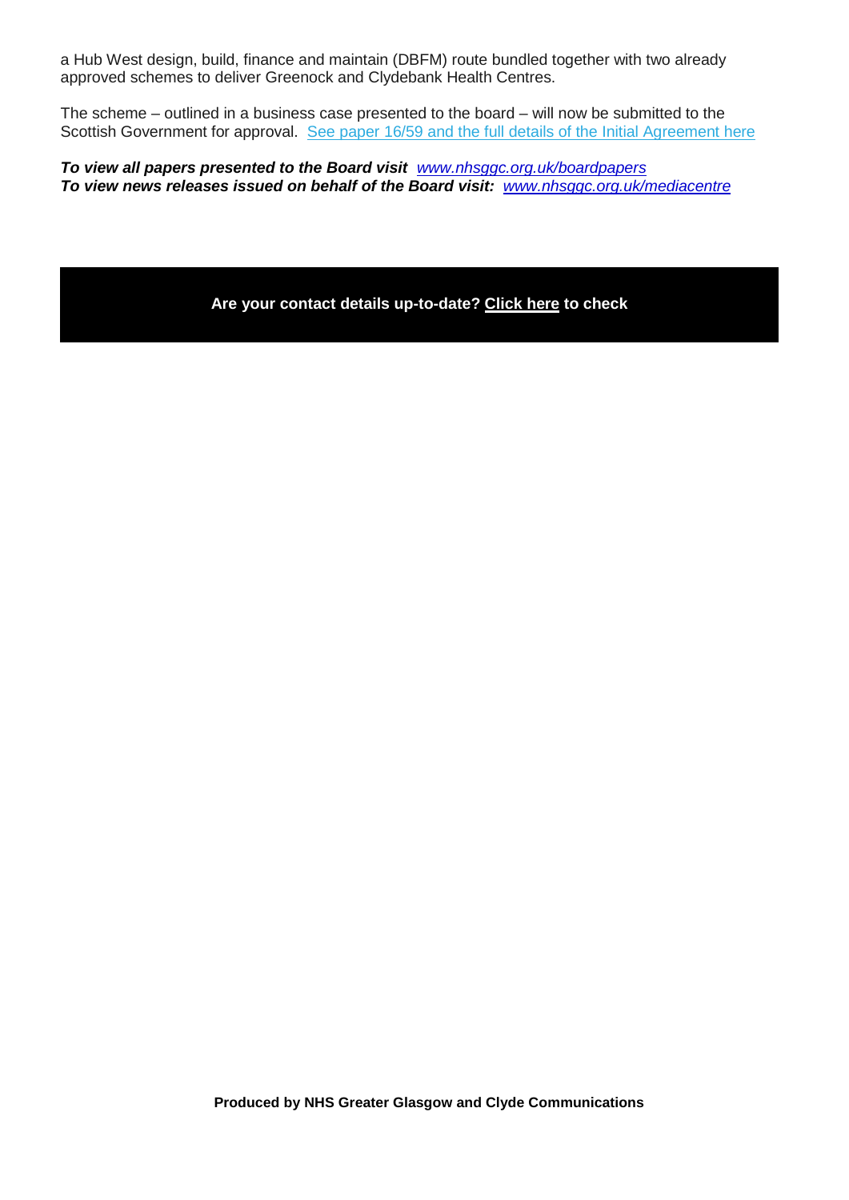a Hub West design, build, finance and maintain (DBFM) route bundled together with two already approved schemes to deliver Greenock and Clydebank Health Centres.

The scheme – outlined in a business case presented to the board – will now be submitted to the Scottish Government for approval. See paper 16/59 and the full details of the Initial Agreement here

***To view all papers presented to the Board visit*** *www.nhsggc.org.uk/boardpapers*
***To view news releases issued on behalf of the Board visit:*** *www.nhsggc.org.uk/mediacentre*

**Are your contact details up-to-date? Click here to check**

**Produced by NHS Greater Glasgow and Clyde Communications**